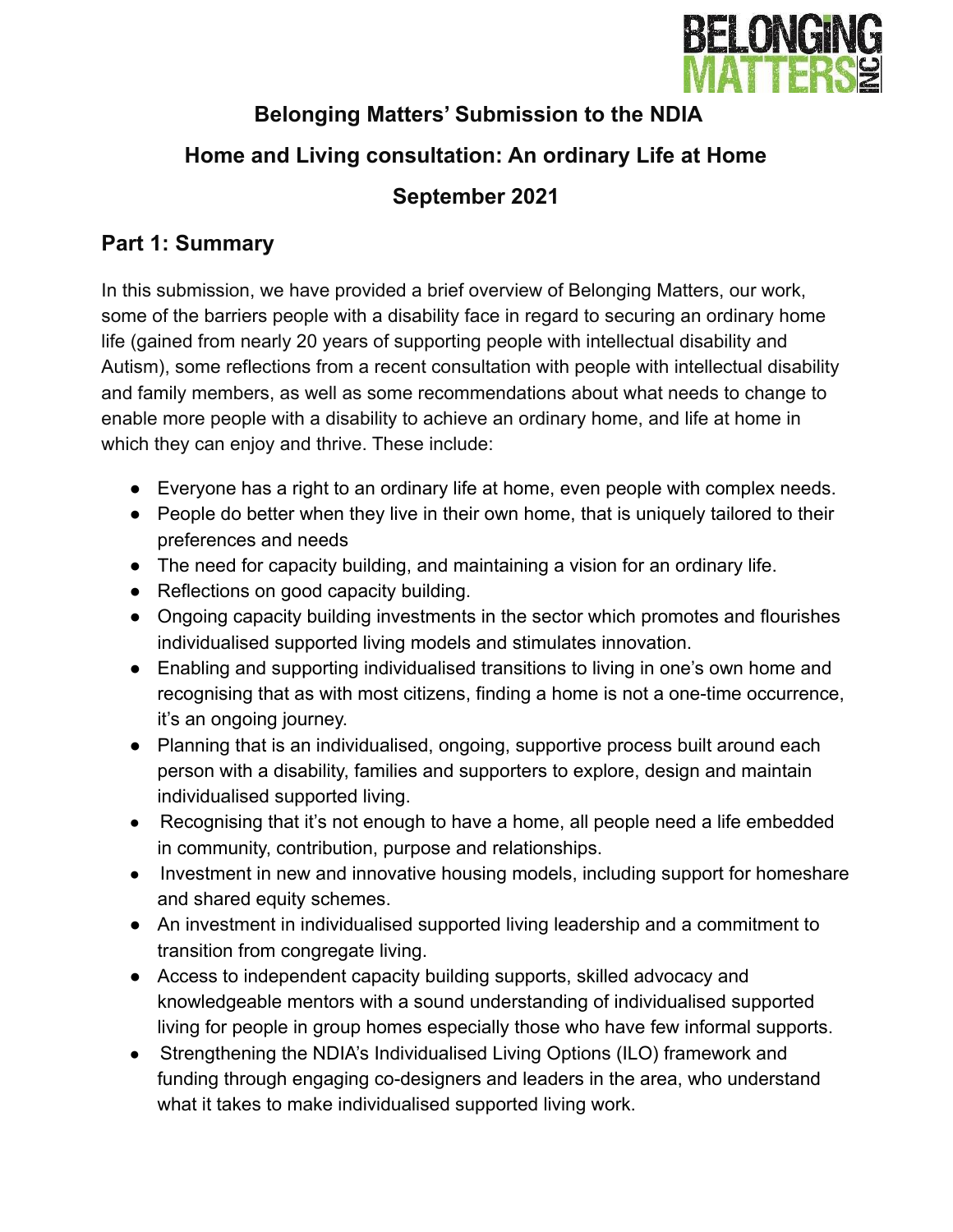# Belonging Matters' Submission to the NDIA

# Home and Living consultation: An ordinary Life at Home

# September 2021

## Part 1: Summary

In this submission, we have provided a brief overview of Belonging Matters, our work, some of the barriers people with a disability face in regard to securing an ordinary home life (gained from nearly 20 years of supporting people with intellectual disability and Autism), some reflections from a recent consultation with people with intellectual disability and family members, as well as some recommendations about what needs to change to enable more people with a disability to achieve an ordinary home, and life at home in which they can enjoy and thrive. These include:

- Everyone has a right to an ordinary life at home, even people with complex needs.
- People do better when they live in their own home, that is uniquely tailored to their preferences and needs
- The need for capacity building, and maintaining a vision for an ordinary life.
- Reflections on good capacity building.
- Ongoing capacity building investments in the sector which promotes and flourishes individualised supported living models and stimulates innovation.
- Enabling and supporting individualised transitions to living in one's own home and recognising that as with most citizens, finding a home is not a one-time occurrence, it's an ongoing journey.
- Planning that is an individualised, ongoing, supportive process built around each person with a disability, families and supporters to explore, design and maintain individualised supported living.
- Recognising that it's not enough to have a home, all people need a life embedded in community, contribution, purpose and relationships.
- Investment in new and innovative housing models, including support for homeshare and shared equity schemes.
- An investment in individualised supported living leadership and a commitment to transition from congregate living.
- Access to independent capacity building supports, skilled advocacy and knowledgeable mentors with a sound understanding of individualised supported living for people in group homes especially those who have few informal supports.
- Strengthening the NDIA's Individualised Living Options (ILO) framework and funding through engaging co-designers and leaders in the area, who understand what it takes to make individualised supported living work.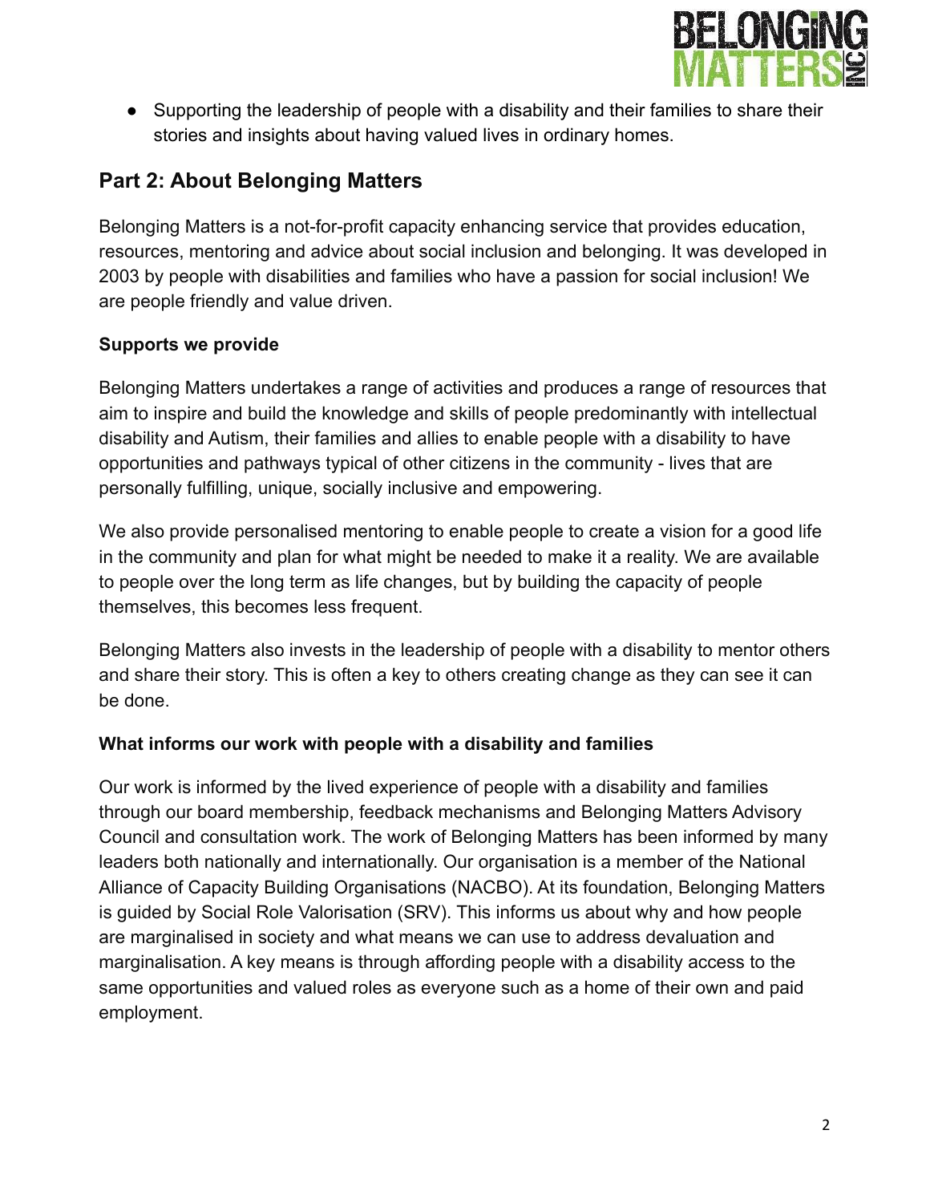- Supporting the leadership of people with a disability and their families to share their stories and insights about having valued lives in ordinary homes.

## Part 2: About Belonging Matters

Belonging Matters is a not-for-profit capacity enhancing service that provides education, resources, mentoring and advice about social inclusion and belonging. It was developed in 2003 by people with disabilities and families who have a passion for social inclusion! We are people friendly and value driven.

**Supports we provide**

Belonging Matters undertakes a range of activities and produces a range of resources that aim to inspire and build the knowledge and skills of people predominantly with intellectual disability and Autism, their families and allies to enable people with a disability to have opportunities and pathways typical of other citizens in the community - lives that are personally fulfilling, unique, socially inclusive and empowering.

We also provide personalised mentoring to enable people to create a vision for a good life in the community and plan for what might be needed to make it a reality. We are available to people over the long term as life changes, but by building the capacity of people themselves, this becomes less frequent.

Belonging Matters also invests in the leadership of people with a disability to mentor others and share their story. This is often a key to others creating change as they can see it can be done.

**What informs our work with people with a disability and families**

Our work is informed by the lived experience of people with a disability and families through our board membership, feedback mechanisms and Belonging Matters Advisory Council and consultation work. The work of Belonging Matters has been informed by many leaders both nationally and internationally. Our organisation is a member of the National Alliance of Capacity Building Organisations (NACBO). At its foundation, Belonging Matters is guided by Social Role Valorisation (SRV). This informs us about why and how people are marginalised in society and what means we can use to address devaluation and marginalisation. A key means is through affording people with a disability access to the same opportunities and valued roles as everyone such as a home of their own and paid employment.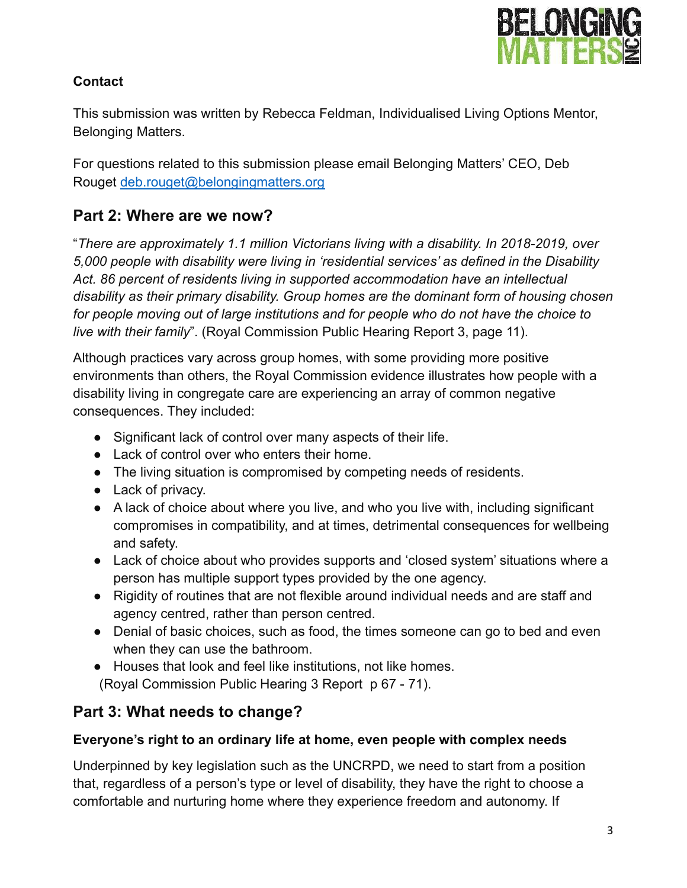**Contact**

This submission was written by Rebecca Feldman, Individualised Living Options Mentor, Belonging Matters.

For questions related to this submission please email Belonging Matters' CEO, Deb Rouget [deb.rouget@belongingmatters.org](mailto:deb.rouget@belongingmatters.org)

## Part 2: Where are we now?

"*There are approximately 1.1 million Victorians living with a disability. In 2018-2019, over 5,000 people with disability were living in 'residential services' as defined in the Disability Act. 86 percent of residents living in supported accommodation have an intellectual disability as their primary disability. Group homes are the dominant form of housing chosen for people moving out of large institutions and for people who do not have the choice to live with their family*". (Royal Commission Public Hearing Report 3, page 11).

Although practices vary across group homes, with some providing more positive environments than others, the Royal Commission evidence illustrates how people with a disability living in congregate care are experiencing an array of common negative consequences. They included:

- Significant lack of control over many aspects of their life.
- Lack of control over who enters their home.
- The living situation is compromised by competing needs of residents.
- Lack of privacy.
- A lack of choice about where you live, and who you live with, including significant compromises in compatibility, and at times, detrimental consequences for wellbeing and safety.
- Lack of choice about who provides supports and 'closed system' situations where a person has multiple support types provided by the one agency.
- Rigidity of routines that are not flexible around individual needs and are staff and agency centred, rather than person centred.
- Denial of basic choices, such as food, the times someone can go to bed and even when they can use the bathroom.
- Houses that look and feel like institutions, not like homes.

(Royal Commission Public Hearing 3 Report p 67 - 71).

## Part 3: What needs to change?

### Everyone's right to an ordinary life at home, even people with complex needs

Underpinned by key legislation such as the UNCRPD, we need to start from a position that, regardless of a person's type or level of disability, they have the right to choose a comfortable and nurturing home where they experience freedom and autonomy. If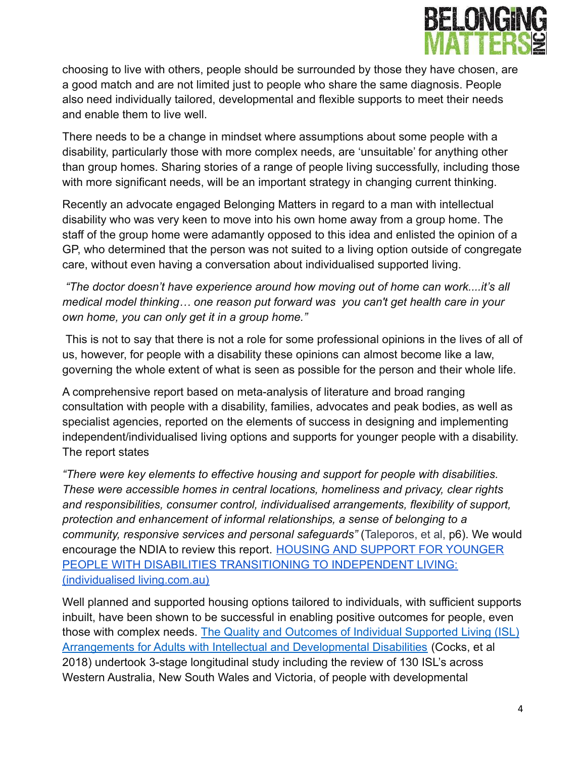choosing to live with others, people should be surrounded by those they have chosen, are a good match and are not limited just to people who share the same diagnosis. People also need individually tailored, developmental and flexible supports to meet their needs and enable them to live well.

There needs to be a change in mindset where assumptions about some people with a disability, particularly those with more complex needs, are 'unsuitable' for anything other than group homes. Sharing stories of a range of people living successfully, including those with more significant needs, will be an important strategy in changing current thinking.

Recently an advocate engaged Belonging Matters in regard to a man with intellectual disability who was very keen to move into his own home away from a group home. The staff of the group home were adamantly opposed to this idea and enlisted the opinion of a GP, who determined that the person was not suited to a living option outside of congregate care, without even having a conversation about individualised supported living.

*"The doctor doesn't have experience around how moving out of home can work....it's all medical model thinking… one reason put forward was you can't get health care in your own home, you can only get it in a group home."*

This is not to say that there is not a role for some professional opinions in the lives of all of us, however, for people with a disability these opinions can almost become like a law, governing the whole extent of what is seen as possible for the person and their whole life.

A comprehensive report based on meta-analysis of literature and broad ranging consultation with people with a disability, families, advocates and peak bodies, as well as specialist agencies, reported on the elements of success in designing and implementing independent/individualised living options and supports for younger people with a disability. The report states

*"There were key elements to effective housing and support for people with disabilities. These were accessible homes in central locations, homeliness and privacy, clear rights and responsibilities, consumer control, individualised arrangements, flexibility of support, protection and enhancement of informal relationships, a sense of belonging to a community, responsive services and personal safeguards"* (Taleporos, et al, p6). We would encourage the NDIA to review this report. [HOUSING AND SUPPORT FOR YOUNGER PEOPLE WITH DISABILITIES TRANSITIONING TO INDEPENDENT LIVING: (individualised living.com.au)]()

Well planned and supported housing options tailored to individuals, with sufficient supports inbuilt, have been shown to be successful in enabling positive outcomes for people, even those with complex needs. [The Quality and Outcomes of Individual Supported Living (ISL) Arrangements for Adults with Intellectual and Developmental Disabilities]() (Cocks, et al 2018) undertook 3-stage longitudinal study including the review of 130 ISL's across Western Australia, New South Wales and Victoria, of people with developmental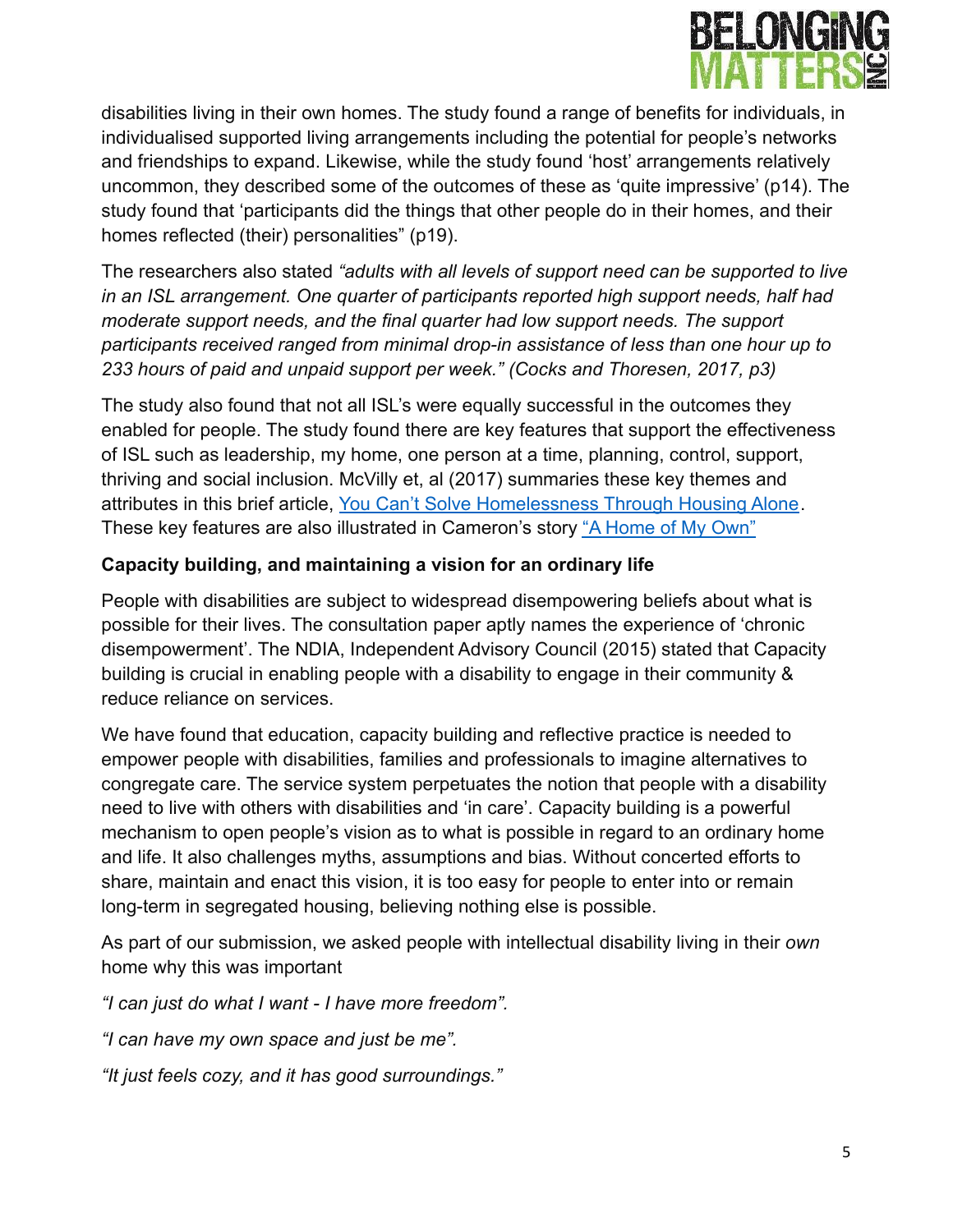disabilities living in their own homes. The study found a range of benefits for individuals, in individualised supported living arrangements including the potential for people's networks and friendships to expand. Likewise, while the study found 'host' arrangements relatively uncommon, they described some of the outcomes of these as 'quite impressive' (p14). The study found that 'participants did the things that other people do in their homes, and their homes reflected (their) personalities" (p19).

The researchers also stated *"adults with all levels of support need can be supported to live in an ISL arrangement. One quarter of participants reported high support needs, half had moderate support needs, and the final quarter had low support needs. The support participants received ranged from minimal drop-in assistance of less than one hour up to 233 hours of paid and unpaid support per week." (Cocks and Thoresen, 2017, p3)*

The study also found that not all ISL's were equally successful in the outcomes they enabled for people. The study found there are key features that support the effectiveness of ISL such as leadership, my home, one person at a time, planning, control, support, thriving and social inclusion. McVilly et, al (2017) summaries these key themes and attributes in this brief article, You Can't Solve Homelessness Through Housing Alone. These key features are also illustrated in Cameron's story "A Home of My Own"

**Capacity building, and maintaining a vision for an ordinary life**

People with disabilities are subject to widespread disempowering beliefs about what is possible for their lives. The consultation paper aptly names the experience of 'chronic disempowerment'. The NDIA, Independent Advisory Council (2015) stated that Capacity building is crucial in enabling people with a disability to engage in their community & reduce reliance on services.

We have found that education, capacity building and reflective practice is needed to empower people with disabilities, families and professionals to imagine alternatives to congregate care. The service system perpetuates the notion that people with a disability need to live with others with disabilities and 'in care'. Capacity building is a powerful mechanism to open people's vision as to what is possible in regard to an ordinary home and life. It also challenges myths, assumptions and bias. Without concerted efforts to share, maintain and enact this vision, it is too easy for people to enter into or remain long-term in segregated housing, believing nothing else is possible.

As part of our submission, we asked people with intellectual disability living in their *own* home why this was important

*"I can just do what I want - I have more freedom".*

*"I can have my own space and just be me".*

*"It just feels cozy, and it has good surroundings."*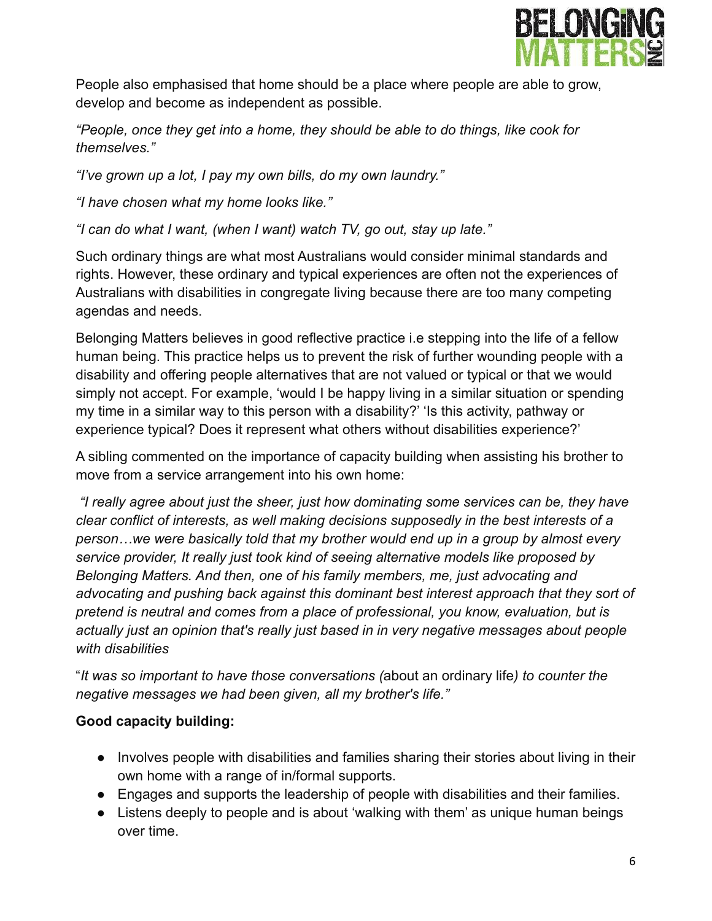People also emphasised that home should be a place where people are able to grow, develop and become as independent as possible.

*"People, once they get into a home, they should be able to do things, like cook for themselves."*

*"I've grown up a lot, I pay my own bills, do my own laundry."*

*"I have chosen what my home looks like."*

*"I can do what I want, (when I want) watch TV, go out, stay up late."*

Such ordinary things are what most Australians would consider minimal standards and rights. However, these ordinary and typical experiences are often not the experiences of Australians with disabilities in congregate living because there are too many competing agendas and needs.

Belonging Matters believes in good reflective practice i.e stepping into the life of a fellow human being. This practice helps us to prevent the risk of further wounding people with a disability and offering people alternatives that are not valued or typical or that we would simply not accept. For example, 'would I be happy living in a similar situation or spending my time in a similar way to this person with a disability?' 'Is this activity, pathway or experience typical? Does it represent what others without disabilities experience?'

A sibling commented on the importance of capacity building when assisting his brother to move from a service arrangement into his own home:

*"I really agree about just the sheer, just how dominating some services can be, they have clear conflict of interests, as well making decisions supposedly in the best interests of a person…we were basically told that my brother would end up in a group by almost every service provider, It really just took kind of seeing alternative models like proposed by Belonging Matters. And then, one of his family members, me, just advocating and advocating and pushing back against this dominant best interest approach that they sort of pretend is neutral and comes from a place of professional, you know, evaluation, but is actually just an opinion that's really just based in in very negative messages about people with disabilities*

"*It was so important to have those conversations (*about an ordinary life*) to counter the negative messages we had been given, all my brother's life."*

**Good capacity building:**

- Involves people with disabilities and families sharing their stories about living in their own home with a range of in/formal supports.
- Engages and supports the leadership of people with disabilities and their families.
- Listens deeply to people and is about 'walking with them' as unique human beings over time.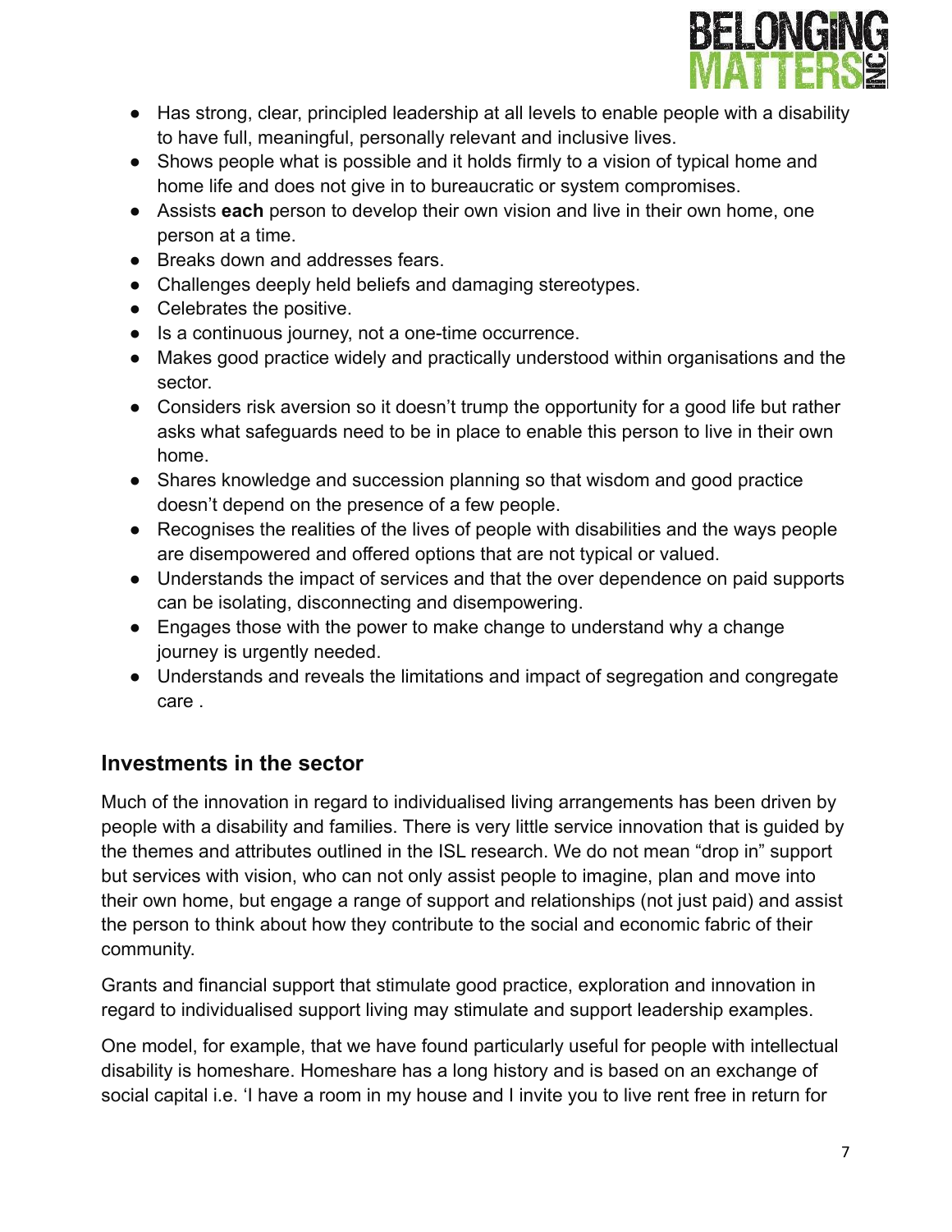- Has strong, clear, principled leadership at all levels to enable people with a disability to have full, meaningful, personally relevant and inclusive lives.
- Shows people what is possible and it holds firmly to a vision of typical home and home life and does not give in to bureaucratic or system compromises.
- Assists **each** person to develop their own vision and live in their own home, one person at a time.
- Breaks down and addresses fears.
- Challenges deeply held beliefs and damaging stereotypes.
- Celebrates the positive.
- Is a continuous journey, not a one-time occurrence.
- Makes good practice widely and practically understood within organisations and the sector.
- Considers risk aversion so it doesn't trump the opportunity for a good life but rather asks what safeguards need to be in place to enable this person to live in their own home.
- Shares knowledge and succession planning so that wisdom and good practice doesn't depend on the presence of a few people.
- Recognises the realities of the lives of people with disabilities and the ways people are disempowered and offered options that are not typical or valued.
- Understands the impact of services and that the over dependence on paid supports can be isolating, disconnecting and disempowering.
- Engages those with the power to make change to understand why a change journey is urgently needed.
- Understands and reveals the limitations and impact of segregation and congregate care .

## Investments in the sector

Much of the innovation in regard to individualised living arrangements has been driven by people with a disability and families. There is very little service innovation that is guided by the themes and attributes outlined in the ISL research. We do not mean "drop in" support but services with vision, who can not only assist people to imagine, plan and move into their own home, but engage a range of support and relationships (not just paid) and assist the person to think about how they contribute to the social and economic fabric of their community.

Grants and financial support that stimulate good practice, exploration and innovation in regard to individualised support living may stimulate and support leadership examples.

One model, for example, that we have found particularly useful for people with intellectual disability is homeshare. Homeshare has a long history and is based on an exchange of social capital i.e. 'I have a room in my house and I invite you to live rent free in return for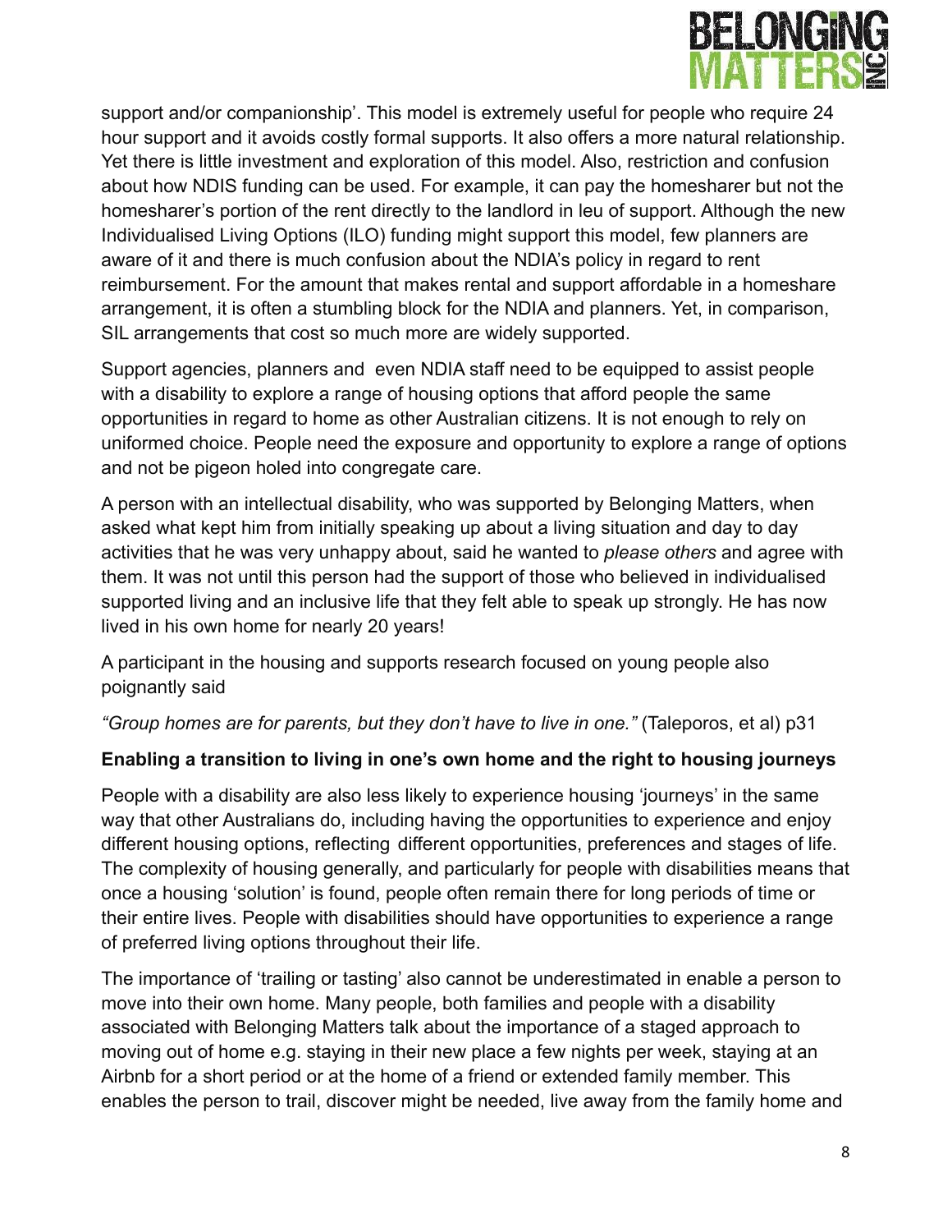support and/or companionship'. This model is extremely useful for people who require 24 hour support and it avoids costly formal supports. It also offers a more natural relationship. Yet there is little investment and exploration of this model. Also, restriction and confusion about how NDIS funding can be used. For example, it can pay the homesharer but not the homesharer's portion of the rent directly to the landlord in leu of support. Although the new Individualised Living Options (ILO) funding might support this model, few planners are aware of it and there is much confusion about the NDIA's policy in regard to rent reimbursement. For the amount that makes rental and support affordable in a homeshare arrangement, it is often a stumbling block for the NDIA and planners. Yet, in comparison, SIL arrangements that cost so much more are widely supported.

Support agencies, planners and even NDIA staff need to be equipped to assist people with a disability to explore a range of housing options that afford people the same opportunities in regard to home as other Australian citizens. It is not enough to rely on uniformed choice. People need the exposure and opportunity to explore a range of options and not be pigeon holed into congregate care.

A person with an intellectual disability, who was supported by Belonging Matters, when asked what kept him from initially speaking up about a living situation and day to day activities that he was very unhappy about, said he wanted to *please others* and agree with them. It was not until this person had the support of those who believed in individualised supported living and an inclusive life that they felt able to speak up strongly. He has now lived in his own home for nearly 20 years!

A participant in the housing and supports research focused on young people also poignantly said

*"Group homes are for parents, but they don't have to live in one."* (Taleporos, et al) p31

**Enabling a transition to living in one's own home and the right to housing journeys**

People with a disability are also less likely to experience housing 'journeys' in the same way that other Australians do, including having the opportunities to experience and enjoy different housing options, reflecting different opportunities, preferences and stages of life. The complexity of housing generally, and particularly for people with disabilities means that once a housing 'solution' is found, people often remain there for long periods of time or their entire lives. People with disabilities should have opportunities to experience a range of preferred living options throughout their life.

The importance of 'trailing or tasting' also cannot be underestimated in enable a person to move into their own home. Many people, both families and people with a disability associated with Belonging Matters talk about the importance of a staged approach to moving out of home e.g. staying in their new place a few nights per week, staying at an Airbnb for a short period or at the home of a friend or extended family member. This enables the person to trail, discover might be needed, live away from the family home and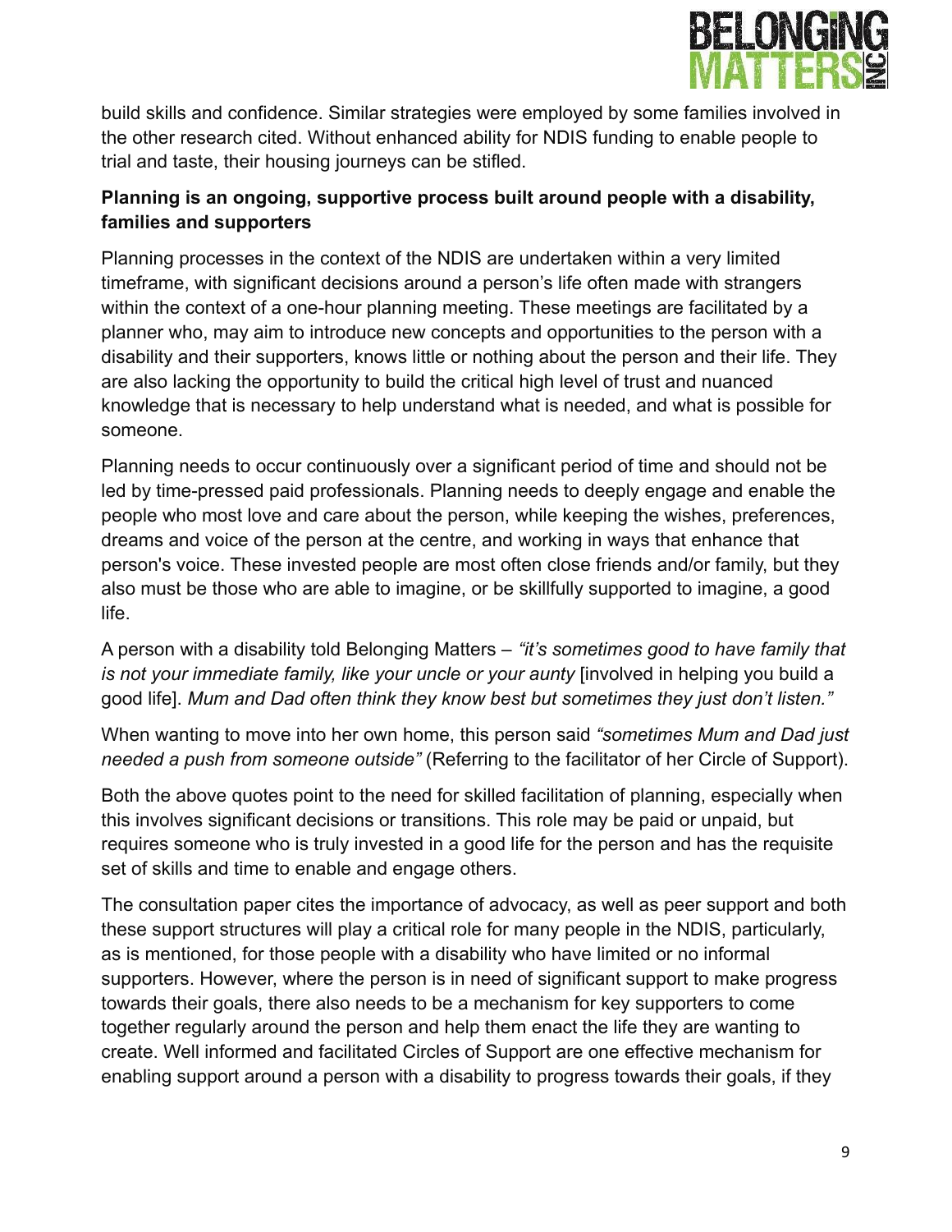build skills and confidence. Similar strategies were employed by some families involved in the other research cited. Without enhanced ability for NDIS funding to enable people to trial and taste, their housing journeys can be stifled.

**Planning is an ongoing, supportive process built around people with a disability, families and supporters**

Planning processes in the context of the NDIS are undertaken within a very limited timeframe, with significant decisions around a person's life often made with strangers within the context of a one-hour planning meeting. These meetings are facilitated by a planner who, may aim to introduce new concepts and opportunities to the person with a disability and their supporters, knows little or nothing about the person and their life. They are also lacking the opportunity to build the critical high level of trust and nuanced knowledge that is necessary to help understand what is needed, and what is possible for someone.

Planning needs to occur continuously over a significant period of time and should not be led by time-pressed paid professionals. Planning needs to deeply engage and enable the people who most love and care about the person, while keeping the wishes, preferences, dreams and voice of the person at the centre, and working in ways that enhance that person's voice. These invested people are most often close friends and/or family, but they also must be those who are able to imagine, or be skillfully supported to imagine, a good life.

A person with a disability told Belonging Matters – *"it's sometimes good to have family that is not your immediate family, like your uncle or your aunty* [involved in helping you build a good life]. *Mum and Dad often think they know best but sometimes they just don't listen."*

When wanting to move into her own home, this person said *"sometimes Mum and Dad just needed a push from someone outside"* (Referring to the facilitator of her Circle of Support).

Both the above quotes point to the need for skilled facilitation of planning, especially when this involves significant decisions or transitions. This role may be paid or unpaid, but requires someone who is truly invested in a good life for the person and has the requisite set of skills and time to enable and engage others.

The consultation paper cites the importance of advocacy, as well as peer support and both these support structures will play a critical role for many people in the NDIS, particularly, as is mentioned, for those people with a disability who have limited or no informal supporters. However, where the person is in need of significant support to make progress towards their goals, there also needs to be a mechanism for key supporters to come together regularly around the person and help them enact the life they are wanting to create. Well informed and facilitated Circles of Support are one effective mechanism for enabling support around a person with a disability to progress towards their goals, if they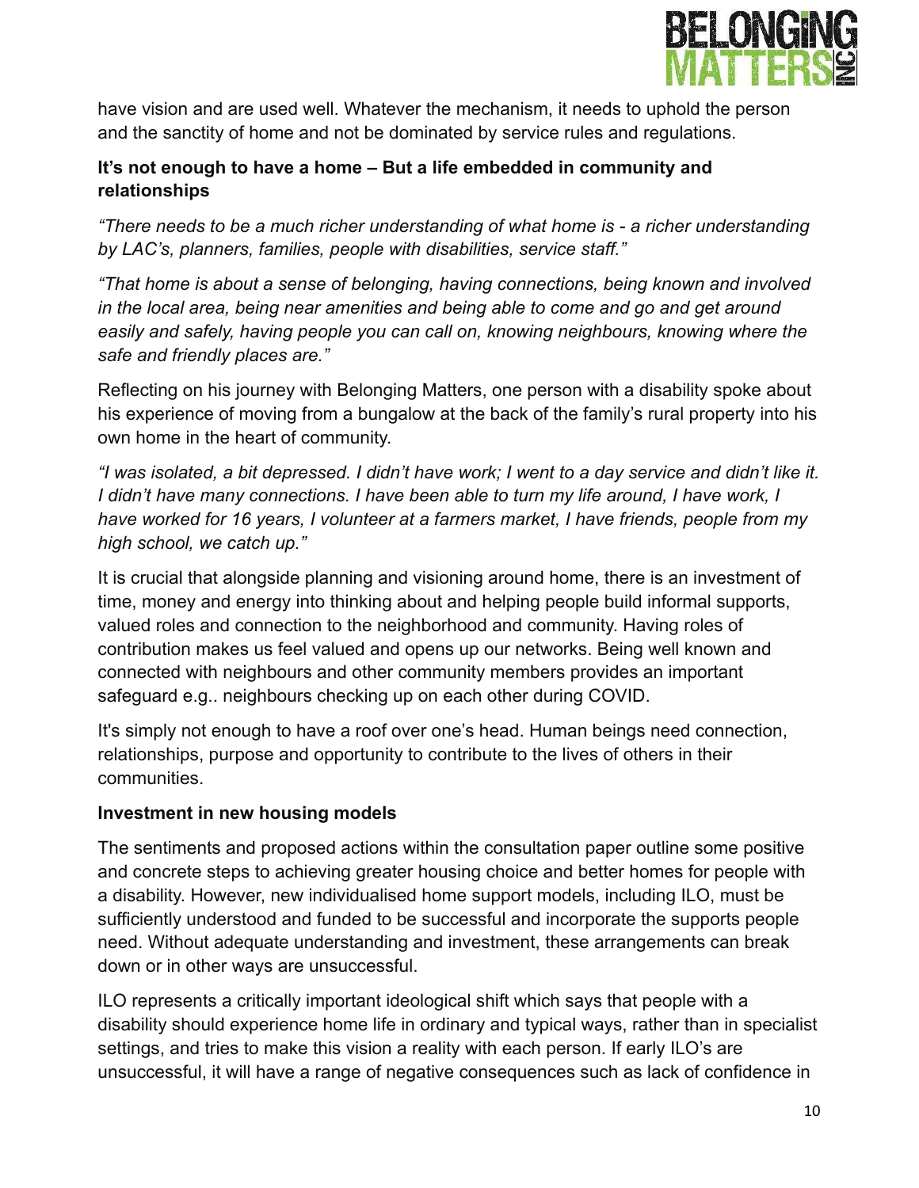have vision and are used well. Whatever the mechanism, it needs to uphold the person and the sanctity of home and not be dominated by service rules and regulations.

**It's not enough to have a home – But a life embedded in community and relationships**

*"There needs to be a much richer understanding of what home is - a richer understanding by LAC's, planners, families, people with disabilities, service staff."*

*"That home is about a sense of belonging, having connections, being known and involved in the local area, being near amenities and being able to come and go and get around easily and safely, having people you can call on, knowing neighbours, knowing where the safe and friendly places are."*

Reflecting on his journey with Belonging Matters, one person with a disability spoke about his experience of moving from a bungalow at the back of the family's rural property into his own home in the heart of community.

*"I was isolated, a bit depressed. I didn't have work; I went to a day service and didn't like it. I didn't have many connections. I have been able to turn my life around, I have work, I have worked for 16 years, I volunteer at a farmers market, I have friends, people from my high school, we catch up."*

It is crucial that alongside planning and visioning around home, there is an investment of time, money and energy into thinking about and helping people build informal supports, valued roles and connection to the neighborhood and community. Having roles of contribution makes us feel valued and opens up our networks. Being well known and connected with neighbours and other community members provides an important safeguard e.g.. neighbours checking up on each other during COVID.

It's simply not enough to have a roof over one's head. Human beings need connection, relationships, purpose and opportunity to contribute to the lives of others in their communities.

**Investment in new housing models**

The sentiments and proposed actions within the consultation paper outline some positive and concrete steps to achieving greater housing choice and better homes for people with a disability. However, new individualised home support models, including ILO, must be sufficiently understood and funded to be successful and incorporate the supports people need. Without adequate understanding and investment, these arrangements can break down or in other ways are unsuccessful.

ILO represents a critically important ideological shift which says that people with a disability should experience home life in ordinary and typical ways, rather than in specialist settings, and tries to make this vision a reality with each person. If early ILO's are unsuccessful, it will have a range of negative consequences such as lack of confidence in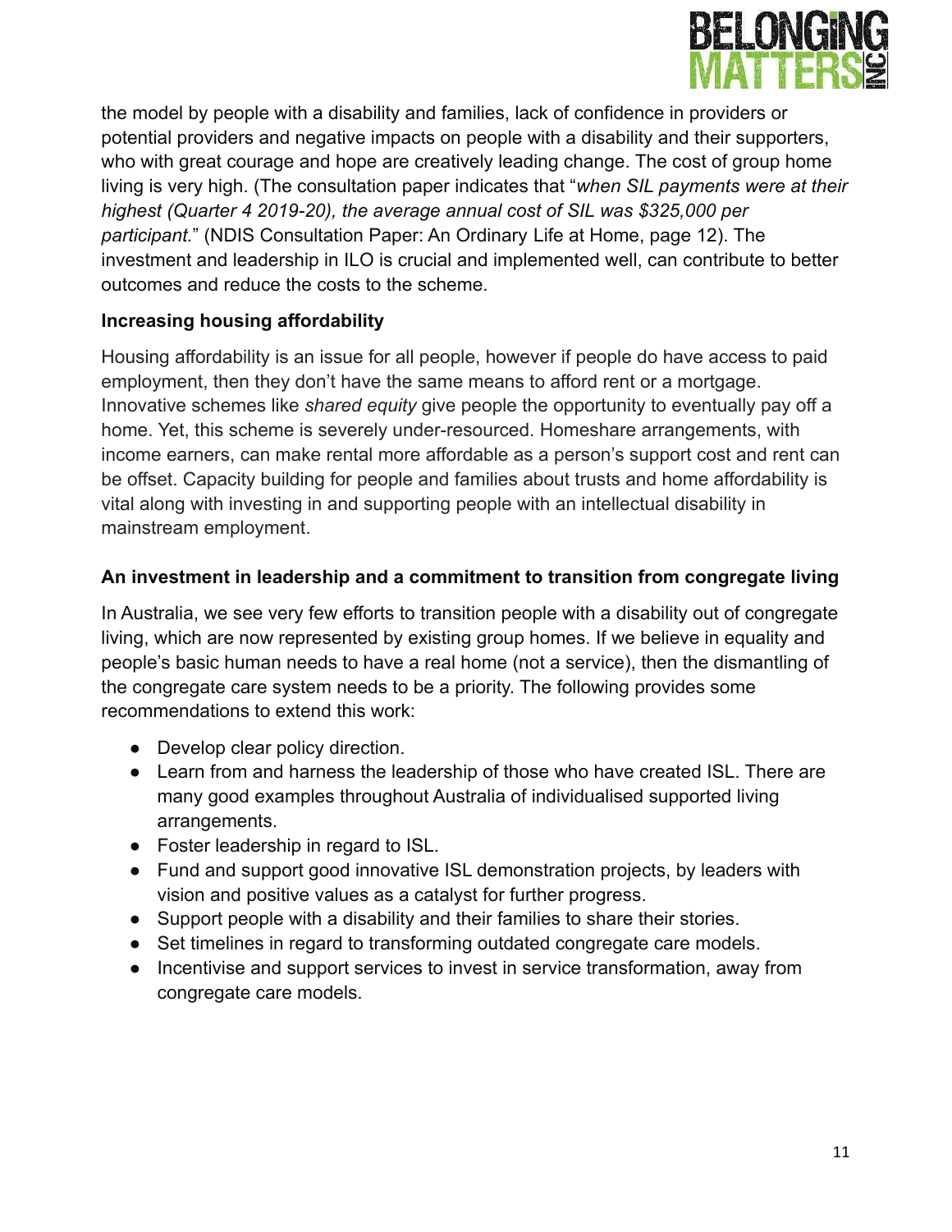the model by people with a disability and families, lack of confidence in providers or potential providers and negative impacts on people with a disability and their supporters, who with great courage and hope are creatively leading change. The cost of group home living is very high. (The consultation paper indicates that "*when SIL payments were at their highest (Quarter 4 2019-20), the average annual cost of SIL was $325,000 per participant.*" (NDIS Consultation Paper: An Ordinary Life at Home, page 12). The investment and leadership in ILO is crucial and implemented well, can contribute to better outcomes and reduce the costs to the scheme.

**Increasing housing affordability**

Housing affordability is an issue for all people, however if people do have access to paid employment, then they don't have the same means to afford rent or a mortgage. Innovative schemes like *shared equity* give people the opportunity to eventually pay off a home. Yet, this scheme is severely under-resourced. Homeshare arrangements, with income earners, can make rental more affordable as a person's support cost and rent can be offset. Capacity building for people and families about trusts and home affordability is vital along with investing in and supporting people with an intellectual disability in mainstream employment.

**An investment in leadership and a commitment to transition from congregate living**

In Australia, we see very few efforts to transition people with a disability out of congregate living, which are now represented by existing group homes. If we believe in equality and people's basic human needs to have a real home (not a service), then the dismantling of the congregate care system needs to be a priority. The following provides some recommendations to extend this work:

- Develop clear policy direction.
- Learn from and harness the leadership of those who have created ISL. There are many good examples throughout Australia of individualised supported living arrangements.
- Foster leadership in regard to ISL.
- Fund and support good innovative ISL demonstration projects, by leaders with vision and positive values as a catalyst for further progress.
- Support people with a disability and their families to share their stories.
- Set timelines in regard to transforming outdated congregate care models.
- Incentivise and support services to invest in service transformation, away from congregate care models.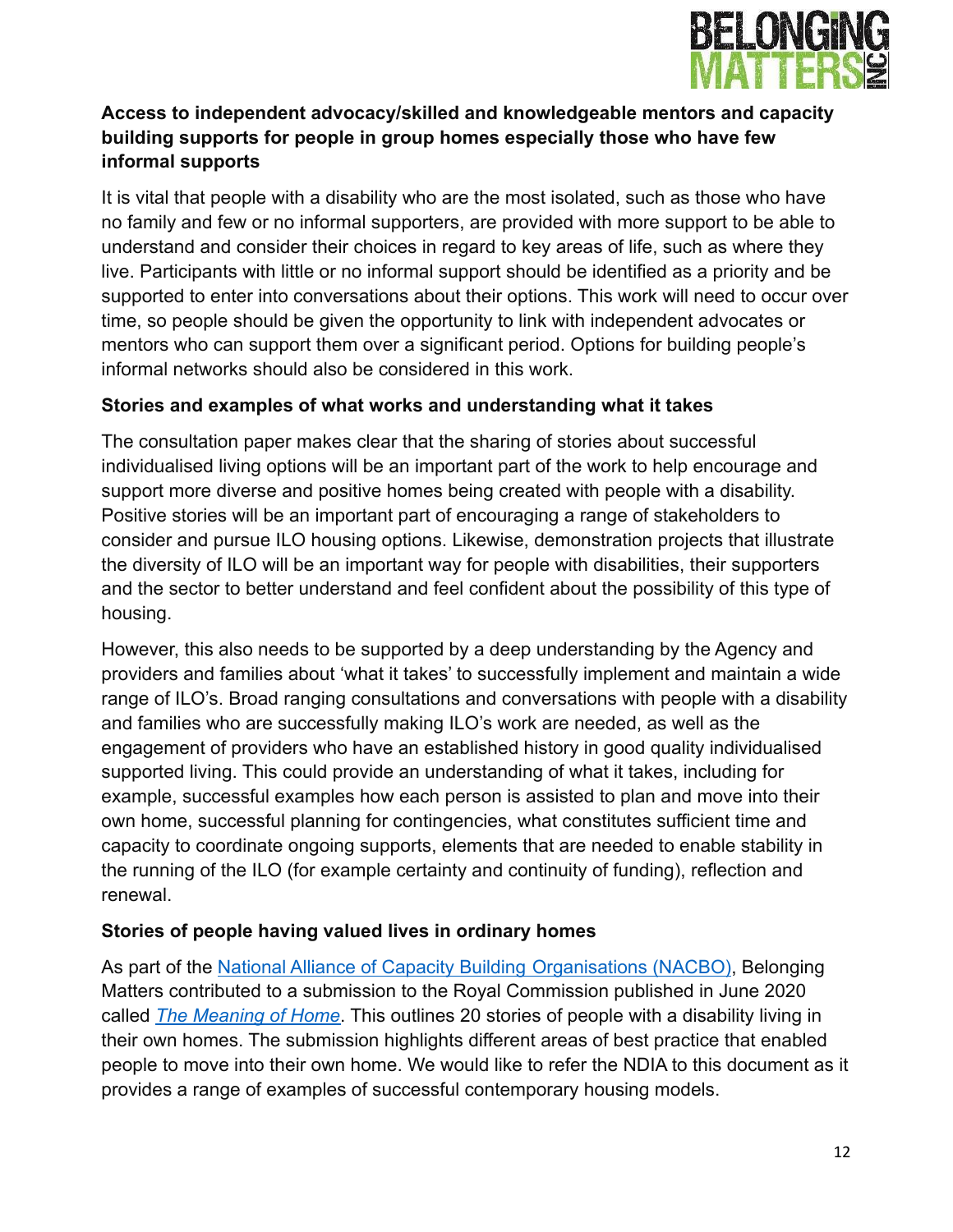**Access to independent advocacy/skilled and knowledgeable mentors and capacity building supports for people in group homes especially those who have few informal supports**

It is vital that people with a disability who are the most isolated, such as those who have no family and few or no informal supporters, are provided with more support to be able to understand and consider their choices in regard to key areas of life, such as where they live. Participants with little or no informal support should be identified as a priority and be supported to enter into conversations about their options. This work will need to occur over time, so people should be given the opportunity to link with independent advocates or mentors who can support them over a significant period. Options for building people's informal networks should also be considered in this work.

**Stories and examples of what works and understanding what it takes**

The consultation paper makes clear that the sharing of stories about successful individualised living options will be an important part of the work to help encourage and support more diverse and positive homes being created with people with a disability. Positive stories will be an important part of encouraging a range of stakeholders to consider and pursue ILO housing options. Likewise, demonstration projects that illustrate the diversity of ILO will be an important way for people with disabilities, their supporters and the sector to better understand and feel confident about the possibility of this type of housing.

However, this also needs to be supported by a deep understanding by the Agency and providers and families about 'what it takes' to successfully implement and maintain a wide range of ILO's. Broad ranging consultations and conversations with people with a disability and families who are successfully making ILO's work are needed, as well as the engagement of providers who have an established history in good quality individualised supported living. This could provide an understanding of what it takes, including for example, successful examples how each person is assisted to plan and move into their own home, successful planning for contingencies, what constitutes sufficient time and capacity to coordinate ongoing supports, elements that are needed to enable stability in the running of the ILO (for example certainty and continuity of funding), reflection and renewal.

**Stories of people having valued lives in ordinary homes**

As part of the National Alliance of Capacity Building Organisations (NACBO), Belonging Matters contributed to a submission to the Royal Commission published in June 2020 called *The Meaning of Home*. This outlines 20 stories of people with a disability living in their own homes. The submission highlights different areas of best practice that enabled people to move into their own home. We would like to refer the NDIA to this document as it provides a range of examples of successful contemporary housing models.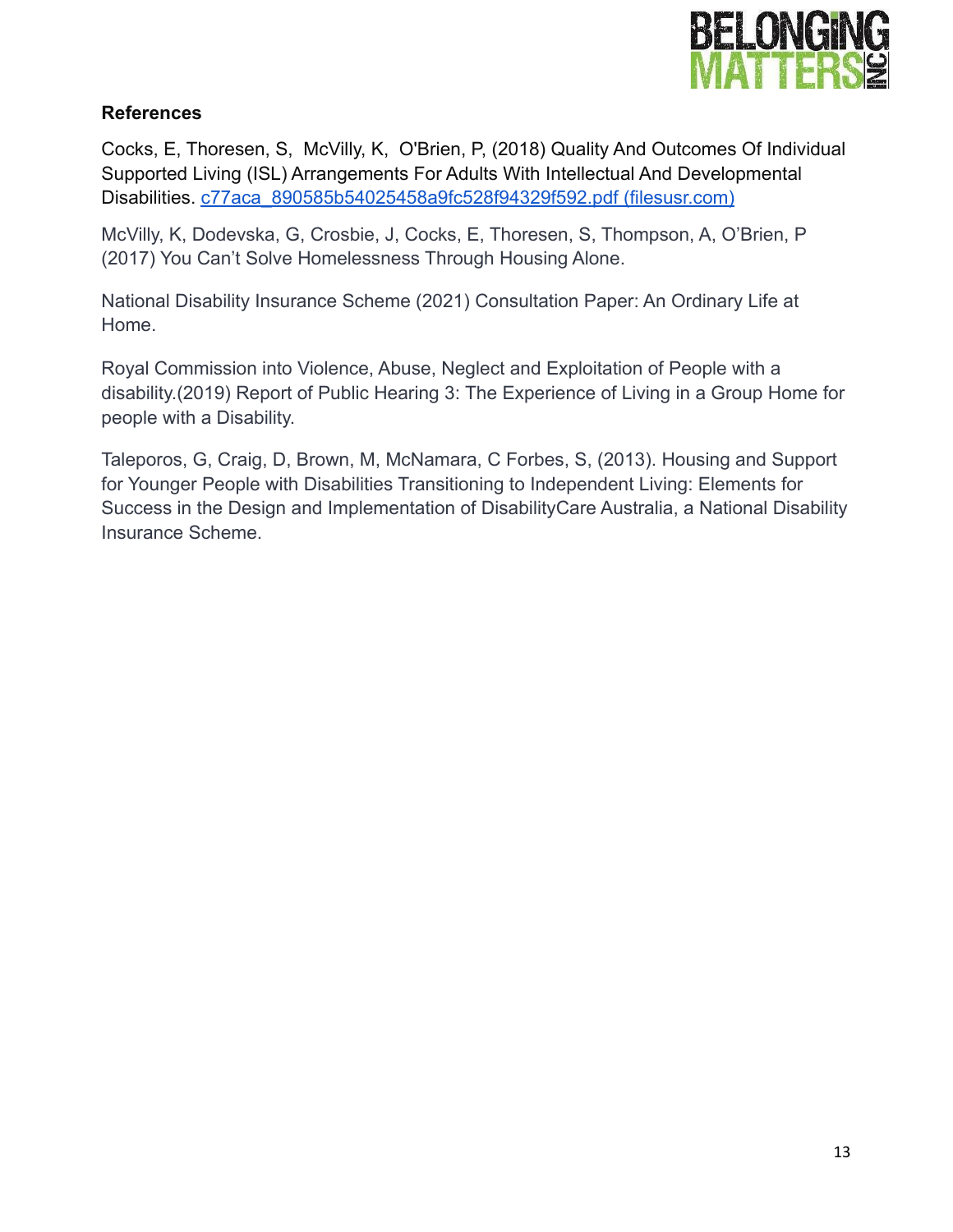**References**

Cocks, E, Thoresen, S, McVilly, K, O'Brien, P, (2018) Quality And Outcomes Of Individual Supported Living (ISL) Arrangements For Adults With Intellectual And Developmental Disabilities. c77aca_890585b54025458a9fc528f94329f592.pdf (filesusr.com)

McVilly, K, Dodevska, G, Crosbie, J, Cocks, E, Thoresen, S, Thompson, A, O'Brien, P (2017) You Can't Solve Homelessness Through Housing Alone.

National Disability Insurance Scheme (2021) Consultation Paper: An Ordinary Life at Home.

Royal Commission into Violence, Abuse, Neglect and Exploitation of People with a disability.(2019) Report of Public Hearing 3: The Experience of Living in a Group Home for people with a Disability.

Taleporos, G, Craig, D, Brown, M, McNamara, C Forbes, S, (2013). Housing and Support for Younger People with Disabilities Transitioning to Independent Living: Elements for Success in the Design and Implementation of DisabilityCare Australia, a National Disability Insurance Scheme.